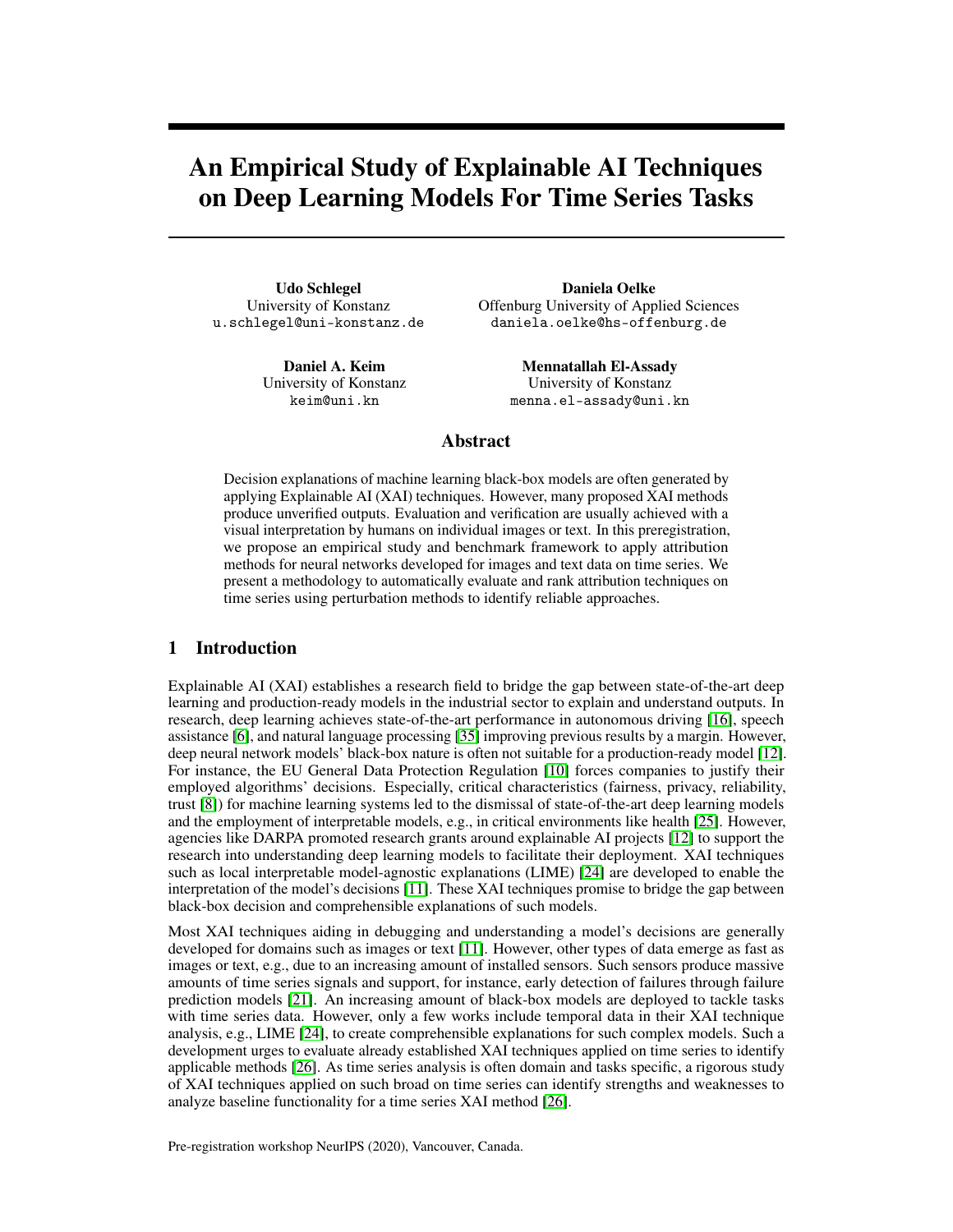# An Empirical Study of Explainable AI Techniques on Deep Learning Models For Time Series Tasks

**Udo Schlegel**
University of Konstanz
u.schlegel@uni-konstanz.de

**Daniela Oelke**
Offenburg University of Applied Sciences
daniela.oelke@hs-offenburg.de

**Daniel A. Keim**
University of Konstanz
keim@uni.kn

**Mennatallah El-Assady**
University of Konstanz
menna.el-assady@uni.kn

## Abstract

Decision explanations of machine learning black-box models are often generated by applying Explainable AI (XAI) techniques. However, many proposed XAI methods produce unverified outputs. Evaluation and verification are usually achieved with a visual interpretation by humans on individual images or text. In this preregistration, we propose an empirical study and benchmark framework to apply attribution methods for neural networks developed for images and text data on time series. We present a methodology to automatically evaluate and rank attribution techniques on time series using perturbation methods to identify reliable approaches.

## 1 Introduction

Explainable AI (XAI) establishes a research field to bridge the gap between state-of-the-art deep learning and production-ready models in the industrial sector to explain and understand outputs. In research, deep learning achieves state-of-the-art performance in autonomous driving [16], speech assistance [6], and natural language processing [35] improving previous results by a margin. However, deep neural network models' black-box nature is often not suitable for a production-ready model [12]. For instance, the EU General Data Protection Regulation [10] forces companies to justify their employed algorithms' decisions. Especially, critical characteristics (fairness, privacy, reliability, trust [8]) for machine learning systems led to the dismissal of state-of-the-art deep learning models and the employment of interpretable models, e.g., in critical environments like health [25]. However, agencies like DARPA promoted research grants around explainable AI projects [12] to support the research into understanding deep learning models to facilitate their deployment. XAI techniques such as local interpretable model-agnostic explanations (LIME) [24] are developed to enable the interpretation of the model's decisions [11]. These XAI techniques promise to bridge the gap between black-box decision and comprehensible explanations of such models.

Most XAI techniques aiding in debugging and understanding a model's decisions are generally developed for domains such as images or text [11]. However, other types of data emerge as fast as images or text, e.g., due to an increasing amount of installed sensors. Such sensors produce massive amounts of time series signals and support, for instance, early detection of failures through failure prediction models [21]. An increasing amount of black-box models are deployed to tackle tasks with time series data. However, only a few works include temporal data in their XAI technique analysis, e.g., LIME [24], to create comprehensible explanations for such complex models. Such a development urges to evaluate already established XAI techniques applied on time series to identify applicable methods [26]. As time series analysis is often domain and tasks specific, a rigorous study of XAI techniques applied on such broad on time series can identify strengths and weaknesses to analyze baseline functionality for a time series XAI method [26].

Pre-registration workshop NeurIPS (2020), Vancouver, Canada.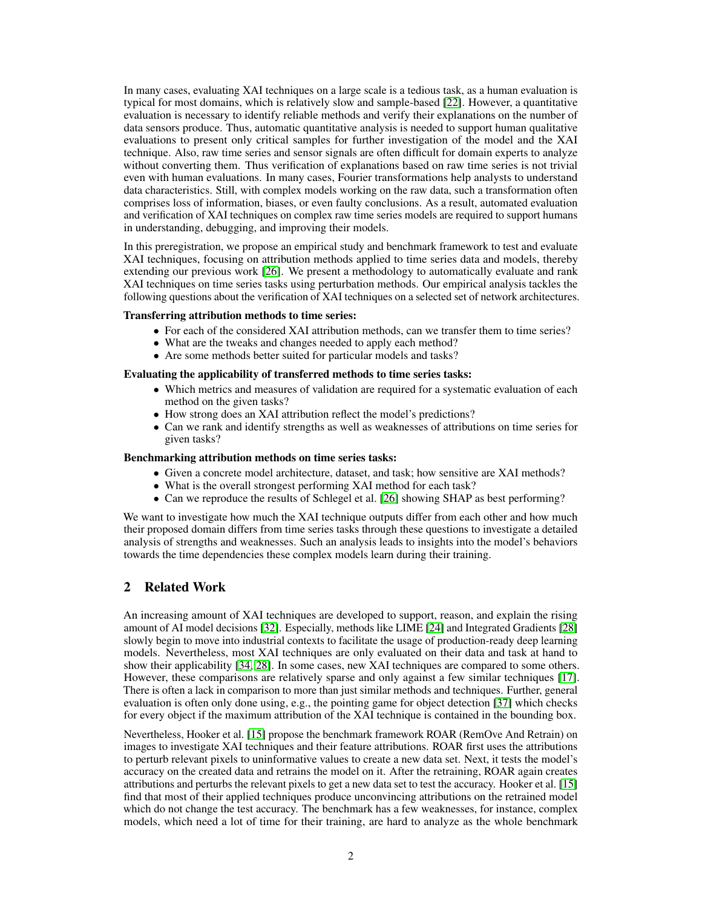In many cases, evaluating XAI techniques on a large scale is a tedious task, as a human evaluation is typical for most domains, which is relatively slow and sample-based [22]. However, a quantitative evaluation is necessary to identify reliable methods and verify their explanations on the number of data sensors produce. Thus, automatic quantitative analysis is needed to support human qualitative evaluations to present only critical samples for further investigation of the model and the XAI technique. Also, raw time series and sensor signals are often difficult for domain experts to analyze without converting them. Thus verification of explanations based on raw time series is not trivial even with human evaluations. In many cases, Fourier transformations help analysts to understand data characteristics. Still, with complex models working on the raw data, such a transformation often comprises loss of information, biases, or even faulty conclusions. As a result, automated evaluation and verification of XAI techniques on complex raw time series models are required to support humans in understanding, debugging, and improving their models.

In this preregistration, we propose an empirical study and benchmark framework to test and evaluate XAI techniques, focusing on attribution methods applied to time series data and models, thereby extending our previous work [26]. We present a methodology to automatically evaluate and rank XAI techniques on time series tasks using perturbation methods. Our empirical analysis tackles the following questions about the verification of XAI techniques on a selected set of network architectures.

**Transferring attribution methods to time series:**

- For each of the considered XAI attribution methods, can we transfer them to time series?
- What are the tweaks and changes needed to apply each method?
- Are some methods better suited for particular models and tasks?

**Evaluating the applicability of transferred methods to time series tasks:**

- Which metrics and measures of validation are required for a systematic evaluation of each method on the given tasks?
- How strong does an XAI attribution reflect the model's predictions?
- Can we rank and identify strengths as well as weaknesses of attributions on time series for given tasks?

**Benchmarking attribution methods on time series tasks:**

- Given a concrete model architecture, dataset, and task; how sensitive are XAI methods?
- What is the overall strongest performing XAI method for each task?
- Can we reproduce the results of Schlegel et al. [26] showing SHAP as best performing?

We want to investigate how much the XAI technique outputs differ from each other and how much their proposed domain differs from time series tasks through these questions to investigate a detailed analysis of strengths and weaknesses. Such an analysis leads to insights into the model's behaviors towards the time dependencies these complex models learn during their training.

## 2 Related Work

An increasing amount of XAI techniques are developed to support, reason, and explain the rising amount of AI model decisions [32]. Especially, methods like LIME [24] and Integrated Gradients [28] slowly begin to move into industrial contexts to facilitate the usage of production-ready deep learning models. Nevertheless, most XAI techniques are only evaluated on their data and task at hand to show their applicability [34, 28]. In some cases, new XAI techniques are compared to some others. However, these comparisons are relatively sparse and only against a few similar techniques [17]. There is often a lack in comparison to more than just similar methods and techniques. Further, general evaluation is often only done using, e.g., the pointing game for object detection [37] which checks for every object if the maximum attribution of the XAI technique is contained in the bounding box.

Nevertheless, Hooker et al. [15] propose the benchmark framework ROAR (RemOve And Retrain) on images to investigate XAI techniques and their feature attributions. ROAR first uses the attributions to perturb relevant pixels to uninformative values to create a new data set. Next, it tests the model's accuracy on the created data and retrains the model on it. After the retraining, ROAR again creates attributions and perturbs the relevant pixels to get a new data set to test the accuracy. Hooker et al. [15] find that most of their applied techniques produce unconvincing attributions on the retrained model which do not change the test accuracy. The benchmark has a few weaknesses, for instance, complex models, which need a lot of time for their training, are hard to analyze as the whole benchmark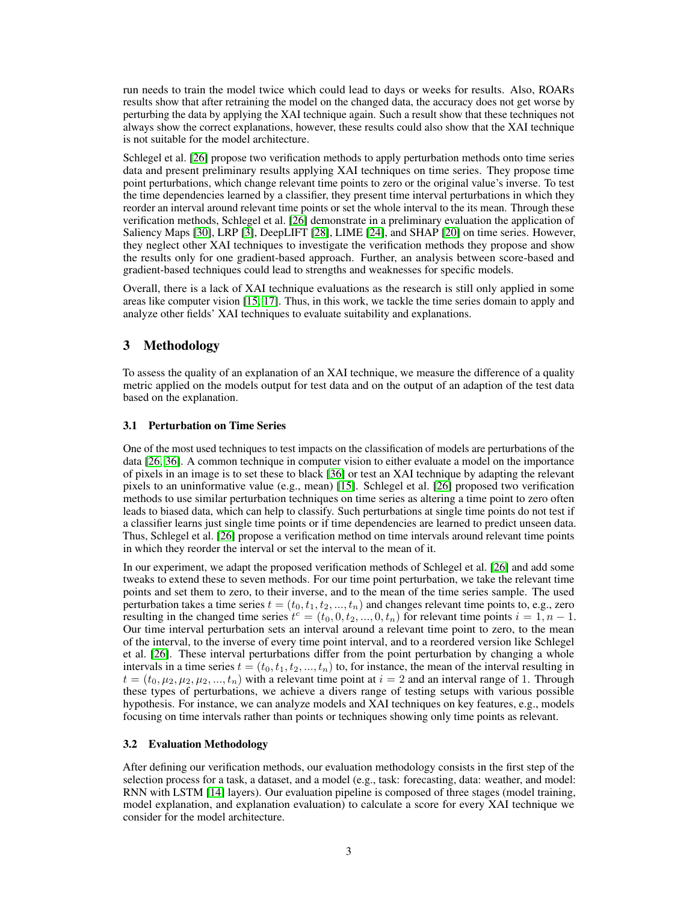run needs to train the model twice which could lead to days or weeks for results. Also, ROARs results show that after retraining the model on the changed data, the accuracy does not get worse by perturbing the data by applying the XAI technique again. Such a result show that these techniques not always show the correct explanations, however, these results could also show that the XAI technique is not suitable for the model architecture.

Schlegel et al. [26] propose two verification methods to apply perturbation methods onto time series data and present preliminary results applying XAI techniques on time series. They propose time point perturbations, which change relevant time points to zero or the original value's inverse. To test the time dependencies learned by a classifier, they present time interval perturbations in which they reorder an interval around relevant time points or set the whole interval to the its mean. Through these verification methods, Schlegel et al. [26] demonstrate in a preliminary evaluation the application of Saliency Maps [30], LRP [3], DeepLIFT [28], LIME [24], and SHAP [20] on time series. However, they neglect other XAI techniques to investigate the verification methods they propose and show the results only for one gradient-based approach. Further, an analysis between score-based and gradient-based techniques could lead to strengths and weaknesses for specific models.

Overall, there is a lack of XAI technique evaluations as the research is still only applied in some areas like computer vision [15, 17]. Thus, in this work, we tackle the time series domain to apply and analyze other fields' XAI techniques to evaluate suitability and explanations.

## 3 Methodology

To assess the quality of an explanation of an XAI technique, we measure the difference of a quality metric applied on the models output for test data and on the output of an adaption of the test data based on the explanation.

### 3.1 Perturbation on Time Series

One of the most used techniques to test impacts on the classification of models are perturbations of the data [26, 36]. A common technique in computer vision to either evaluate a model on the importance of pixels in an image is to set these to black [36] or test an XAI technique by adapting the relevant pixels to an uninformative value (e.g., mean) [15]. Schlegel et al. [26] proposed two verification methods to use similar perturbation techniques on time series as altering a time point to zero often leads to biased data, which can help to classify. Such perturbations at single time points do not test if a classifier learns just single time points or if time dependencies are learned to predict unseen data. Thus, Schlegel et al. [26] propose a verification method on time intervals around relevant time points in which they reorder the interval or set the interval to the mean of it.

In our experiment, we adapt the proposed verification methods of Schlegel et al. [26] and add some tweaks to extend these to seven methods. For our time point perturbation, we take the relevant time points and set them to zero, to their inverse, and to the mean of the time series sample. The used perturbation takes a time series $t = (t_0, t_1, t_2, ..., t_n)$ and changes relevant time points to, e.g., zero resulting in the changed time series $t^c = (t_0, 0, t_2, ..., 0, t_n)$ for relevant time points $i = 1, n-1$. Our time interval perturbation sets an interval around a relevant time point to zero, to the mean of the interval, to the inverse of every time point interval, and to a reordered version like Schlegel et al. [26]. These interval perturbations differ from the point perturbation by changing a whole intervals in a time series $t = (t_0, t_1, t_2, ..., t_n)$ to, for instance, the mean of the interval resulting in $t = (t_0, \mu_2, \mu_2, \mu_2, ..., t_n)$ with a relevant time point at $i = 2$ and an interval range of 1. Through these types of perturbations, we achieve a divers range of testing setups with various possible hypothesis. For instance, we can analyze models and XAI techniques on key features, e.g., models focusing on time intervals rather than points or techniques showing only time points as relevant.

### 3.2 Evaluation Methodology

After defining our verification methods, our evaluation methodology consists in the first step of the selection process for a task, a dataset, and a model (e.g., task: forecasting, data: weather, and model: RNN with LSTM [14] layers). Our evaluation pipeline is composed of three stages (model training, model explanation, and explanation evaluation) to calculate a score for every XAI technique we consider for the model architecture.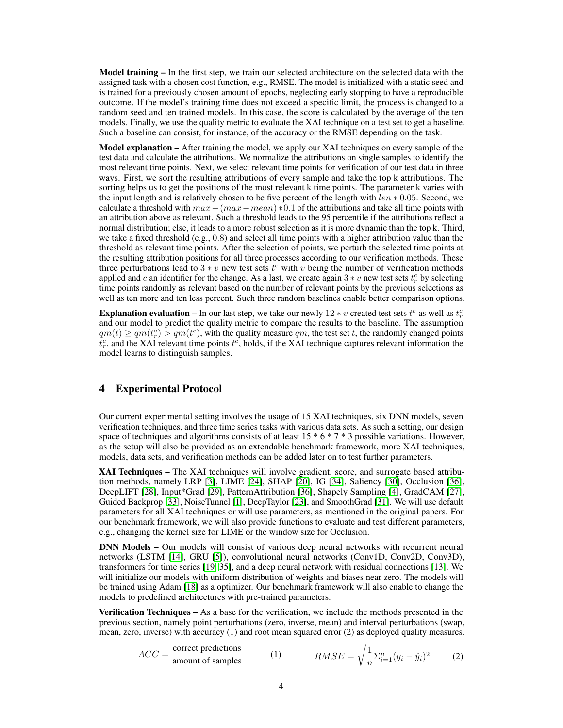**Model training –** In the first step, we train our selected architecture on the selected data with the assigned task with a chosen cost function, e.g., RMSE. The model is initialized with a static seed and is trained for a previously chosen amount of epochs, neglecting early stopping to have a reproducible outcome. If the model's training time does not exceed a specific limit, the process is changed to a random seed and ten trained models. In this case, the score is calculated by the average of the ten models. Finally, we use the quality metric to evaluate the XAI technique on a test set to get a baseline. Such a baseline can consist, for instance, of the accuracy or the RMSE depending on the task.

**Model explanation –** After training the model, we apply our XAI techniques on every sample of the test data and calculate the attributions. We normalize the attributions on single samples to identify the most relevant time points. Next, we select relevant time points for verification of our test data in three ways. First, we sort the resulting attributions of every sample and take the top k attributions. The sorting helps us to get the positions of the most relevant k time points. The parameter k varies with the input length and is relatively chosen to be five percent of the length with $len * 0.05$. Second, we calculate a threshold with $max - (max - mean) * 0.1$ of the attributions and take all time points with an attribution above as relevant. Such a threshold leads to the 95 percentile if the attributions reflect a normal distribution; else, it leads to a more robust selection as it is more dynamic than the top k. Third, we take a fixed threshold (e.g., $0.8$) and select all time points with a higher attribution value than the threshold as relevant time points. After the selection of points, we perturb the selected time points at the resulting attribution positions for all three processes according to our verification methods. These three perturbations lead to $3 * v$ new test sets $t^c$ with $v$ being the number of verification methods applied and $c$ an identifier for the change. As a last, we create again $3 * v$ new test sets $t^c_r$ by selecting time points randomly as relevant based on the number of relevant points by the previous selections as well as ten more and ten less percent. Such three random baselines enable better comparison options.

**Explanation evaluation –** In our last step, we take our newly $12 * v$ created test sets $t^c$ as well as $t^c_r$ and our model to predict the quality metric to compare the results to the baseline. The assumption $qm(t) \geq qm(t^c_r) > qm(t^c)$, with the quality measure $qm$, the test set $t$, the randomly changed points $t^c_r$, and the XAI relevant time points $t^c$, holds, if the XAI technique captures relevant information the model learns to distinguish samples.

## 4 Experimental Protocol

Our current experimental setting involves the usage of 15 XAI techniques, six DNN models, seven verification techniques, and three time series tasks with various data sets. As such a setting, our design space of techniques and algorithms consists of at least 15 * 6 * 7 * 3 possible variations. However, as the setup will also be provided as an extendable benchmark framework, more XAI techniques, models, data sets, and verification methods can be added later on to test further parameters.

**XAI Techniques –** The XAI techniques will involve gradient, score, and surrogate based attribution methods, namely LRP [3], LIME [24], SHAP [20], IG [34], Saliency [30], Occlusion [36], DeepLIFT [28], Input*Grad [29], PatternAttribution [36], Shapely Sampling [4], GradCAM [27], Guided Backprop [33], NoiseTunnel [1], DeepTaylor [23], and SmoothGrad [31]. We will use default parameters for all XAI techniques or will use parameters, as mentioned in the original papers. For our benchmark framework, we will also provide functions to evaluate and test different parameters, e.g., changing the kernel size for LIME or the window size for Occlusion.

**DNN Models –** Our models will consist of various deep neural networks with recurrent neural networks (LSTM [14], GRU [5]), convolutional neural networks (Conv1D, Conv2D, Conv3D), transformers for time series [19, 35], and a deep neural network with residual connections [13]. We will initialize our models with uniform distribution of weights and biases near zero. The models will be trained using Adam [18] as a optimizer. Our benchmark framework will also enable to change the models to predefined architectures with pre-trained parameters.

**Verification Techniques –** As a base for the verification, we include the methods presented in the previous section, namely point perturbations (zero, inverse, mean) and interval perturbations (swap, mean, zero, inverse) with accuracy (1) and root mean squared error (2) as deployed quality measures.

$$ACC = \frac{\text{correct predictions}}{\text{amount of samples}} \qquad (1) \qquad\qquad RMSE = \sqrt{\frac{1}{n}\Sigma_{i=1}^{n}(y_i - \hat{y}_i)^2} \qquad (2)$$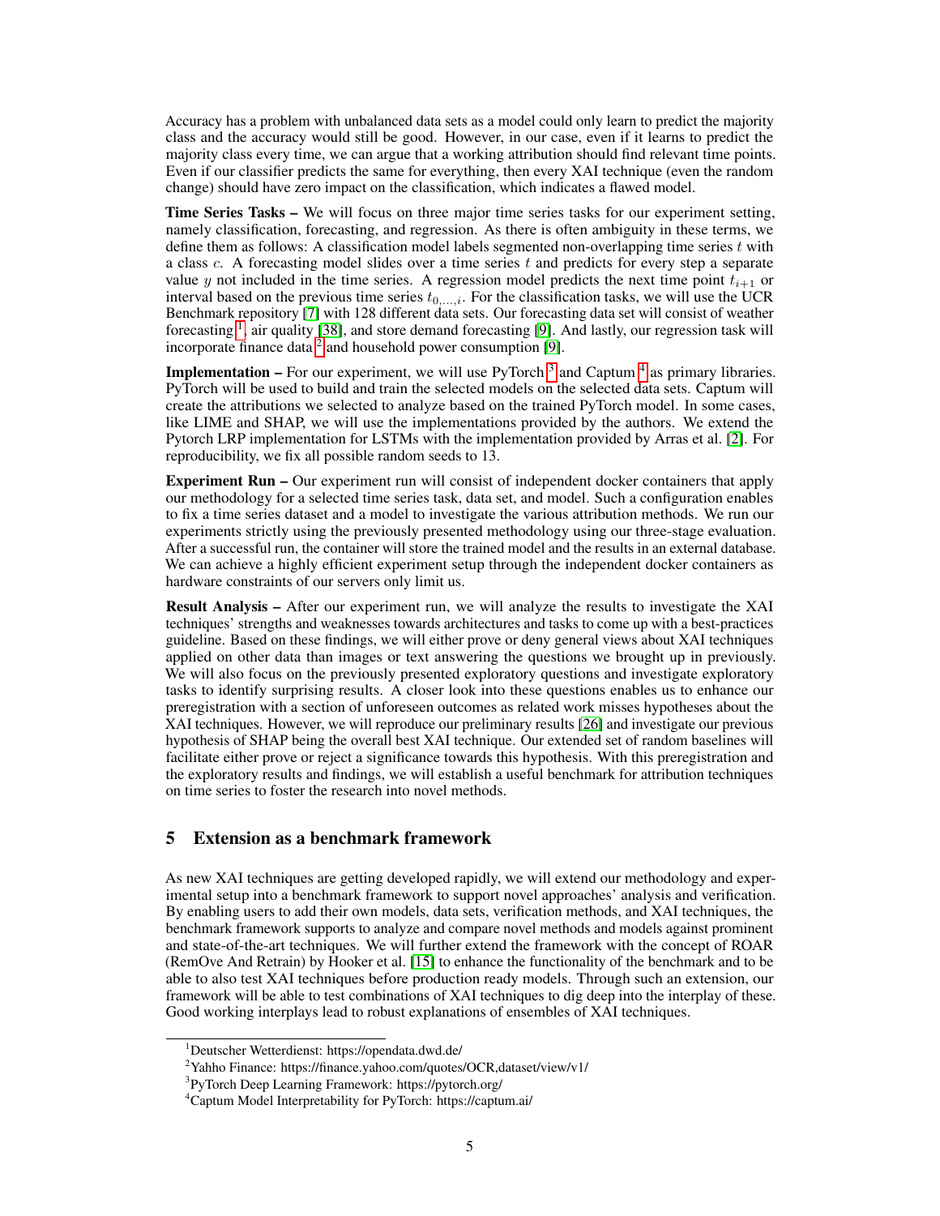Accuracy has a problem with unbalanced data sets as a model could only learn to predict the majority class and the accuracy would still be good. However, in our case, even if it learns to predict the majority class every time, we can argue that a working attribution should find relevant time points. Even if our classifier predicts the same for everything, then every XAI technique (even the random change) should have zero impact on the classification, which indicates a flawed model.

**Time Series Tasks –** We will focus on three major time series tasks for our experiment setting, namely classification, forecasting, and regression. As there is often ambiguity in these terms, we define them as follows: A classification model labels segmented non-overlapping time series $t$ with a class $c$. A forecasting model slides over a time series $t$ and predicts for every step a separate value $y$ not included in the time series. A regression model predicts the next time point $t_{i+1}$ or interval based on the previous time series $t_{0,...,i}$. For the classification tasks, we will use the UCR Benchmark repository [7] with 128 different data sets. Our forecasting data set will consist of weather forecasting [1], air quality [38], and store demand forecasting [9]. And lastly, our regression task will incorporate finance data [2] and household power consumption [9].

**Implementation –** For our experiment, we will use PyTorch [3] and Captum [4] as primary libraries. PyTorch will be used to build and train the selected models on the selected data sets. Captum will create the attributions we selected to analyze based on the trained PyTorch model. In some cases, like LIME and SHAP, we will use the implementations provided by the authors. We extend the Pytorch LRP implementation for LSTMs with the implementation provided by Arras et al. [2]. For reproducibility, we fix all possible random seeds to 13.

**Experiment Run –** Our experiment run will consist of independent docker containers that apply our methodology for a selected time series task, data set, and model. Such a configuration enables to fix a time series dataset and a model to investigate the various attribution methods. We run our experiments strictly using the previously presented methodology using our three-stage evaluation. After a successful run, the container will store the trained model and the results in an external database. We can achieve a highly efficient experiment setup through the independent docker containers as hardware constraints of our servers only limit us.

**Result Analysis –** After our experiment run, we will analyze the results to investigate the XAI techniques' strengths and weaknesses towards architectures and tasks to come up with a best-practices guideline. Based on these findings, we will either prove or deny general views about XAI techniques applied on other data than images or text answering the questions we brought up in previously. We will also focus on the previously presented exploratory questions and investigate exploratory tasks to identify surprising results. A closer look into these questions enables us to enhance our preregistration with a section of unforeseen outcomes as related work misses hypotheses about the XAI techniques. However, we will reproduce our preliminary results [26] and investigate our previous hypothesis of SHAP being the overall best XAI technique. Our extended set of random baselines will facilitate either prove or reject a significance towards this hypothesis. With this preregistration and the exploratory results and findings, we will establish a useful benchmark for attribution techniques on time series to foster the research into novel methods.

## 5 Extension as a benchmark framework

As new XAI techniques are getting developed rapidly, we will extend our methodology and experimental setup into a benchmark framework to support novel approaches' analysis and verification. By enabling users to add their own models, data sets, verification methods, and XAI techniques, the benchmark framework supports to analyze and compare novel methods and models against prominent and state-of-the-art techniques. We will further extend the framework with the concept of ROAR (RemOve And Retrain) by Hooker et al. [15] to enhance the functionality of the benchmark and to be able to also test XAI techniques before production ready models. Through such an extension, our framework will be able to test combinations of XAI techniques to dig deep into the interplay of these. Good working interplays lead to robust explanations of ensembles of XAI techniques.

[1] Deutscher Wetterdienst: https://opendata.dwd.de/

[2] Yahho Finance: https://finance.yahoo.com/quotes/OCR,dataset/view/v1/

[3] PyTorch Deep Learning Framework: https://pytorch.org/

[4] Captum Model Interpretability for PyTorch: https://captum.ai/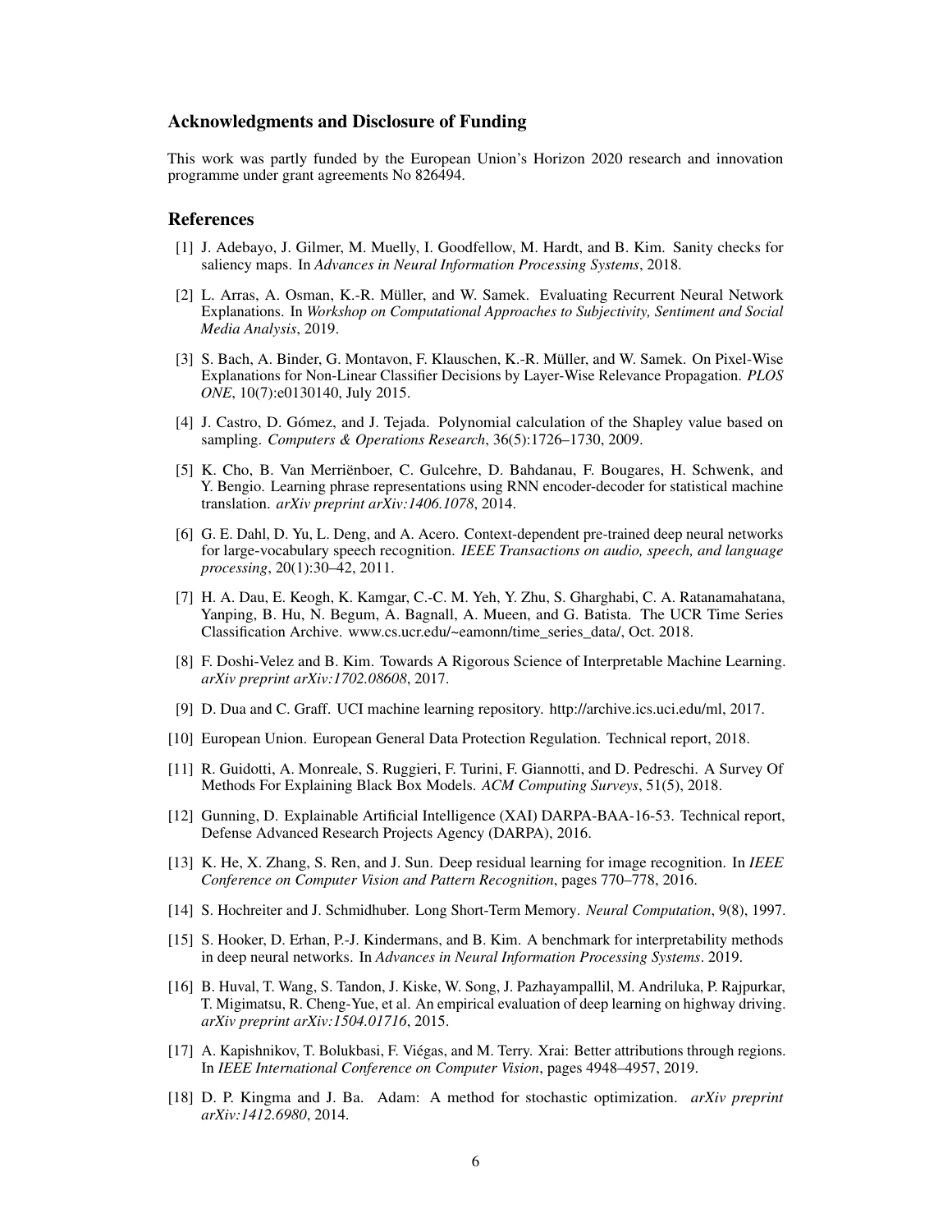## Acknowledgments and Disclosure of Funding

This work was partly funded by the European Union's Horizon 2020 research and innovation programme under grant agreements No 826494.

## References

[1] J. Adebayo, J. Gilmer, M. Muelly, I. Goodfellow, M. Hardt, and B. Kim. Sanity checks for saliency maps. In *Advances in Neural Information Processing Systems*, 2018.

[2] L. Arras, A. Osman, K.-R. Müller, and W. Samek. Evaluating Recurrent Neural Network Explanations. In *Workshop on Computational Approaches to Subjectivity, Sentiment and Social Media Analysis*, 2019.

[3] S. Bach, A. Binder, G. Montavon, F. Klauschen, K.-R. Müller, and W. Samek. On Pixel-Wise Explanations for Non-Linear Classifier Decisions by Layer-Wise Relevance Propagation. *PLOS ONE*, 10(7):e0130140, July 2015.

[4] J. Castro, D. Gómez, and J. Tejada. Polynomial calculation of the Shapley value based on sampling. *Computers & Operations Research*, 36(5):1726–1730, 2009.

[5] K. Cho, B. Van Merriënboer, C. Gulcehre, D. Bahdanau, F. Bougares, H. Schwenk, and Y. Bengio. Learning phrase representations using RNN encoder-decoder for statistical machine translation. *arXiv preprint arXiv:1406.1078*, 2014.

[6] G. E. Dahl, D. Yu, L. Deng, and A. Acero. Context-dependent pre-trained deep neural networks for large-vocabulary speech recognition. *IEEE Transactions on audio, speech, and language processing*, 20(1):30–42, 2011.

[7] H. A. Dau, E. Keogh, K. Kamgar, C.-C. M. Yeh, Y. Zhu, S. Gharghabi, C. A. Ratanamahatana, Yanping, B. Hu, N. Begum, A. Bagnall, A. Mueen, and G. Batista. The UCR Time Series Classification Archive. www.cs.ucr.edu/~eamonn/time_series_data/, Oct. 2018.

[8] F. Doshi-Velez and B. Kim. Towards A Rigorous Science of Interpretable Machine Learning. *arXiv preprint arXiv:1702.08608*, 2017.

[9] D. Dua and C. Graff. UCI machine learning repository. http://archive.ics.uci.edu/ml, 2017.

[10] European Union. European General Data Protection Regulation. Technical report, 2018.

[11] R. Guidotti, A. Monreale, S. Ruggieri, F. Turini, F. Giannotti, and D. Pedreschi. A Survey Of Methods For Explaining Black Box Models. *ACM Computing Surveys*, 51(5), 2018.

[12] Gunning, D. Explainable Artificial Intelligence (XAI) DARPA-BAA-16-53. Technical report, Defense Advanced Research Projects Agency (DARPA), 2016.

[13] K. He, X. Zhang, S. Ren, and J. Sun. Deep residual learning for image recognition. In *IEEE Conference on Computer Vision and Pattern Recognition*, pages 770–778, 2016.

[14] S. Hochreiter and J. Schmidhuber. Long Short-Term Memory. *Neural Computation*, 9(8), 1997.

[15] S. Hooker, D. Erhan, P.-J. Kindermans, and B. Kim. A benchmark for interpretability methods in deep neural networks. In *Advances in Neural Information Processing Systems*. 2019.

[16] B. Huval, T. Wang, S. Tandon, J. Kiske, W. Song, J. Pazhayampallil, M. Andriluka, P. Rajpurkar, T. Migimatsu, R. Cheng-Yue, et al. An empirical evaluation of deep learning on highway driving. *arXiv preprint arXiv:1504.01716*, 2015.

[17] A. Kapishnikov, T. Bolukbasi, F. Viégas, and M. Terry. Xrai: Better attributions through regions. In *IEEE International Conference on Computer Vision*, pages 4948–4957, 2019.

[18] D. P. Kingma and J. Ba. Adam: A method for stochastic optimization. *arXiv preprint arXiv:1412.6980*, 2014.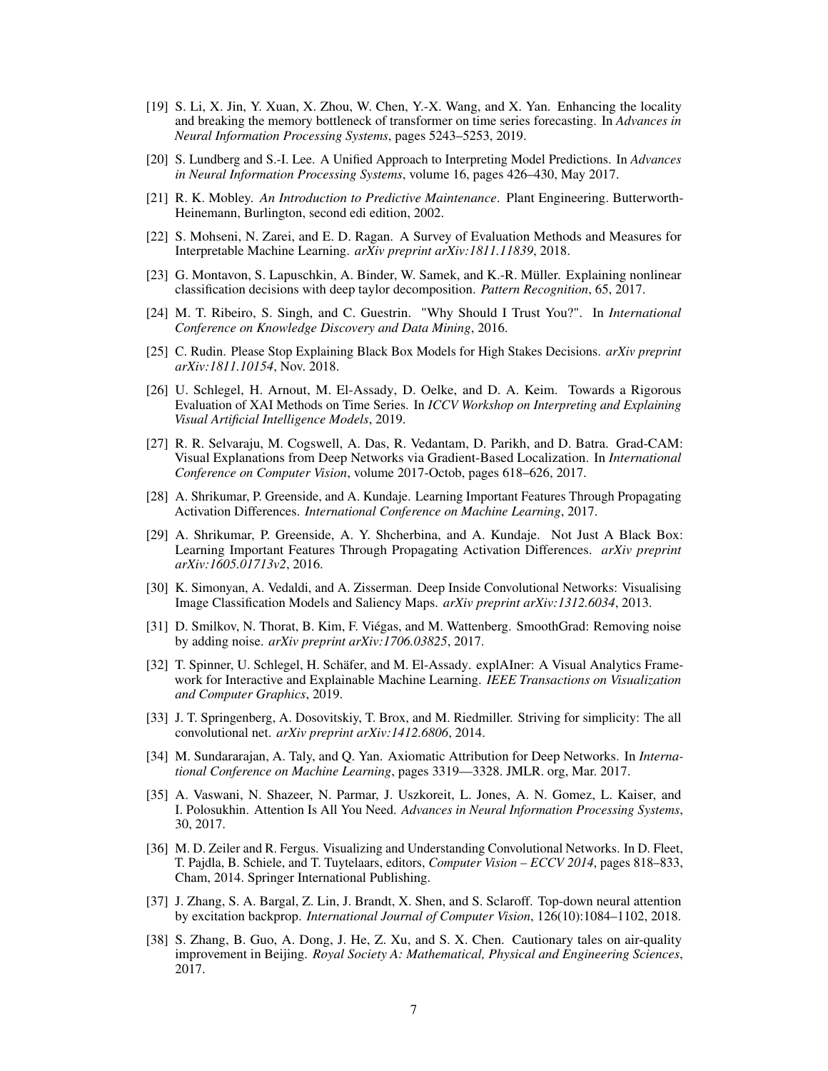[19] S. Li, X. Jin, Y. Xuan, X. Zhou, W. Chen, Y.-X. Wang, and X. Yan. Enhancing the locality and breaking the memory bottleneck of transformer on time series forecasting. In *Advances in Neural Information Processing Systems*, pages 5243–5253, 2019.

[20] S. Lundberg and S.-I. Lee. A Unified Approach to Interpreting Model Predictions. In *Advances in Neural Information Processing Systems*, volume 16, pages 426–430, May 2017.

[21] R. K. Mobley. *An Introduction to Predictive Maintenance*. Plant Engineering. Butterworth-Heinemann, Burlington, second edi edition, 2002.

[22] S. Mohseni, N. Zarei, and E. D. Ragan. A Survey of Evaluation Methods and Measures for Interpretable Machine Learning. *arXiv preprint arXiv:1811.11839*, 2018.

[23] G. Montavon, S. Lapuschkin, A. Binder, W. Samek, and K.-R. Müller. Explaining nonlinear classification decisions with deep taylor decomposition. *Pattern Recognition*, 65, 2017.

[24] M. T. Ribeiro, S. Singh, and C. Guestrin. "Why Should I Trust You?". In *International Conference on Knowledge Discovery and Data Mining*, 2016.

[25] C. Rudin. Please Stop Explaining Black Box Models for High Stakes Decisions. *arXiv preprint arXiv:1811.10154*, Nov. 2018.

[26] U. Schlegel, H. Arnout, M. El-Assady, D. Oelke, and D. A. Keim. Towards a Rigorous Evaluation of XAI Methods on Time Series. In *ICCV Workshop on Interpreting and Explaining Visual Artificial Intelligence Models*, 2019.

[27] R. R. Selvaraju, M. Cogswell, A. Das, R. Vedantam, D. Parikh, and D. Batra. Grad-CAM: Visual Explanations from Deep Networks via Gradient-Based Localization. In *International Conference on Computer Vision*, volume 2017-Octob, pages 618–626, 2017.

[28] A. Shrikumar, P. Greenside, and A. Kundaje. Learning Important Features Through Propagating Activation Differences. *International Conference on Machine Learning*, 2017.

[29] A. Shrikumar, P. Greenside, A. Y. Shcherbina, and A. Kundaje. Not Just A Black Box: Learning Important Features Through Propagating Activation Differences. *arXiv preprint arXiv:1605.01713v2*, 2016.

[30] K. Simonyan, A. Vedaldi, and A. Zisserman. Deep Inside Convolutional Networks: Visualising Image Classification Models and Saliency Maps. *arXiv preprint arXiv:1312.6034*, 2013.

[31] D. Smilkov, N. Thorat, B. Kim, F. Viégas, and M. Wattenberg. SmoothGrad: Removing noise by adding noise. *arXiv preprint arXiv:1706.03825*, 2017.

[32] T. Spinner, U. Schlegel, H. Schäfer, and M. El-Assady. explAIner: A Visual Analytics Framework for Interactive and Explainable Machine Learning. *IEEE Transactions on Visualization and Computer Graphics*, 2019.

[33] J. T. Springenberg, A. Dosovitskiy, T. Brox, and M. Riedmiller. Striving for simplicity: The all convolutional net. *arXiv preprint arXiv:1412.6806*, 2014.

[34] M. Sundararajan, A. Taly, and Q. Yan. Axiomatic Attribution for Deep Networks. In *International Conference on Machine Learning*, pages 3319—3328. JMLR. org, Mar. 2017.

[35] A. Vaswani, N. Shazeer, N. Parmar, J. Uszkoreit, L. Jones, A. N. Gomez, L. Kaiser, and I. Polosukhin. Attention Is All You Need. *Advances in Neural Information Processing Systems*, 30, 2017.

[36] M. D. Zeiler and R. Fergus. Visualizing and Understanding Convolutional Networks. In D. Fleet, T. Pajdla, B. Schiele, and T. Tuytelaars, editors, *Computer Vision – ECCV 2014*, pages 818–833, Cham, 2014. Springer International Publishing.

[37] J. Zhang, S. A. Bargal, Z. Lin, J. Brandt, X. Shen, and S. Sclaroff. Top-down neural attention by excitation backprop. *International Journal of Computer Vision*, 126(10):1084–1102, 2018.

[38] S. Zhang, B. Guo, A. Dong, J. He, Z. Xu, and S. X. Chen. Cautionary tales on air-quality improvement in Beijing. *Royal Society A: Mathematical, Physical and Engineering Sciences*, 2017.